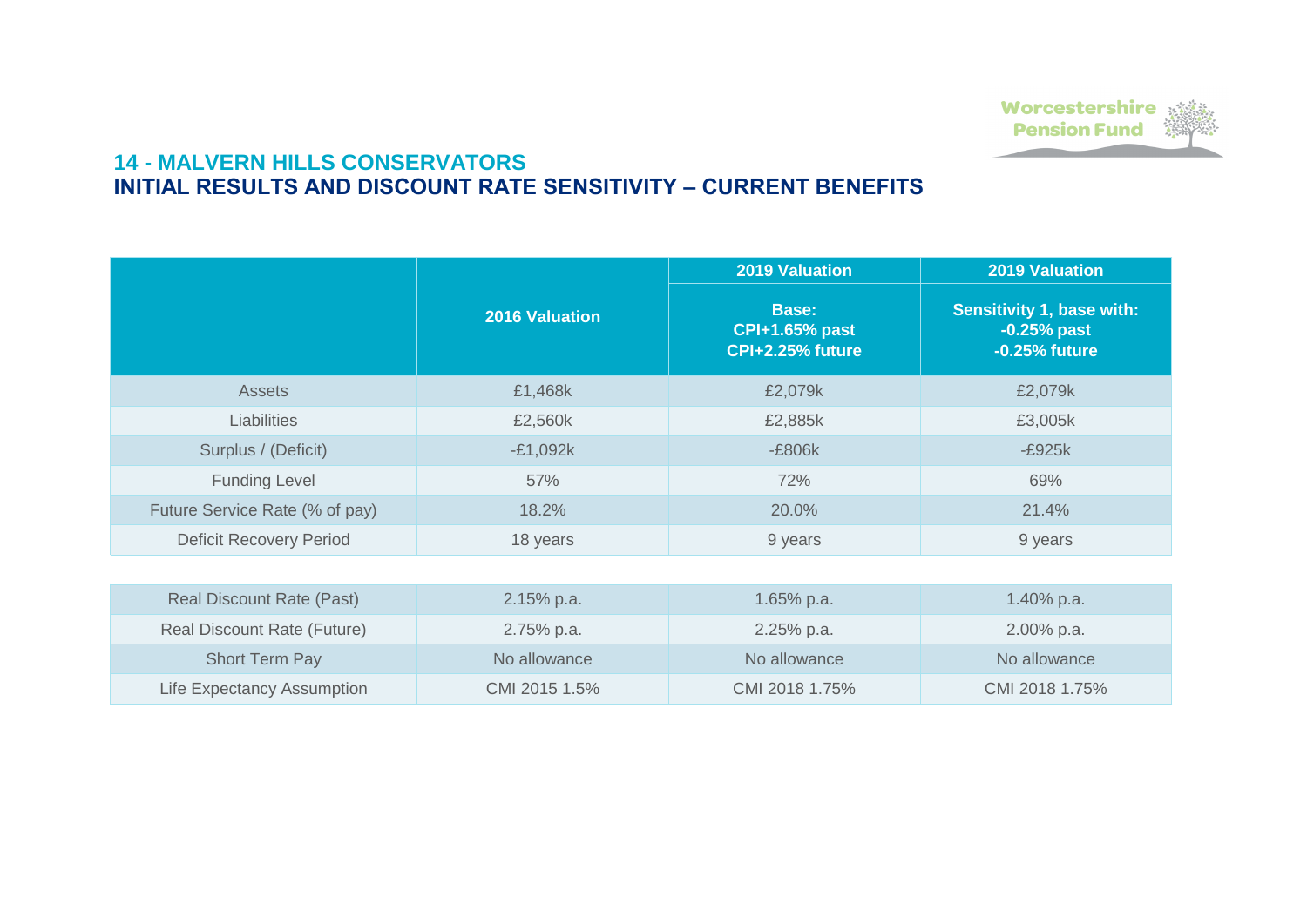## 14 - MALVERN HILLS CONSERVATORS

## INITIAL RESULTS AND DISCOUNT RATE SENSITIVITY – CURRENT BENEFITS

| | 2016 Valuation | 2019 Valuation | 2019 Valuation |
|---|---|---|---|
| | | **Base:** CPI+1.65% past CPI+2.25% future | **Sensitivity 1, base with:** -0.25% past -0.25% future |
| Assets | £1,468k | £2,079k | £2,079k |
| Liabilities | £2,560k | £2,885k | £3,005k |
| Surplus / (Deficit) | -£1,092k | -£806k | -£925k |
| Funding Level | 57% | 72% | 69% |
| Future Service Rate (% of pay) | 18.2% | 20.0% | 21.4% |
| Deficit Recovery Period | 18 years | 9 years | 9 years |
| Real Discount Rate (Past) | 2.15% p.a. | 1.65% p.a. | 1.40% p.a. |
| Real Discount Rate (Future) | 2.75% p.a. | 2.25% p.a. | 2.00% p.a. |
| Short Term Pay | No allowance | No allowance | No allowance |
| Life Expectancy Assumption | CMI 2015 1.5% | CMI 2018 1.75% | CMI 2018 1.75% |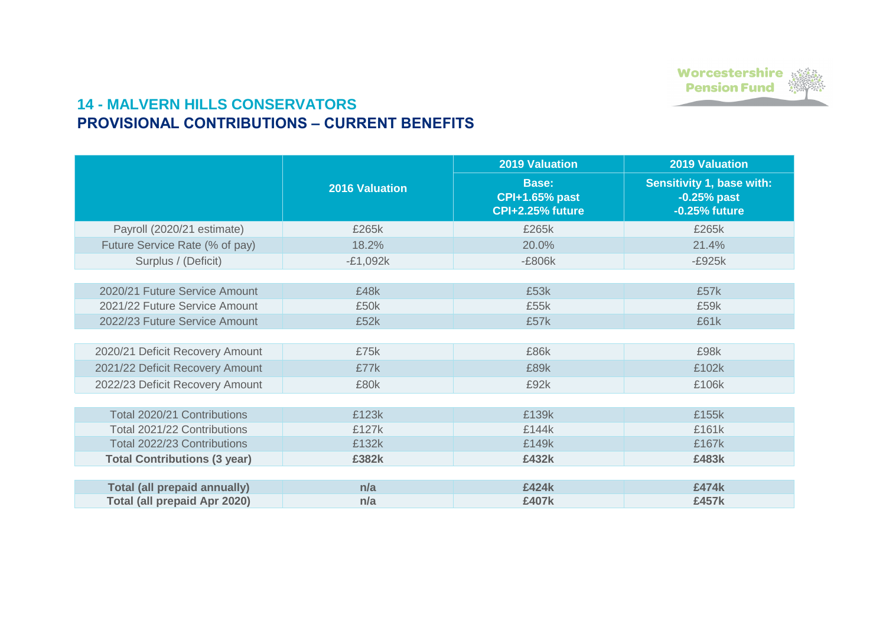## 14 - MALVERN HILLS CONSERVATORS

## PROVISIONAL CONTRIBUTIONS – CURRENT BENEFITS

| | 2016 Valuation | 2019 Valuation | 2019 Valuation |
|---|---|---|---|
| | | Base: CPI+1.65% past CPI+2.25% future | Sensitivity 1, base with: -0.25% past -0.25% future |
| Payroll (2020/21 estimate) | £265k | £265k | £265k |
| Future Service Rate (% of pay) | 18.2% | 20.0% | 21.4% |
| Surplus / (Deficit) | -£1,092k | -£806k | -£925k |
| | | | |
| 2020/21 Future Service Amount | £48k | £53k | £57k |
| 2021/22 Future Service Amount | £50k | £55k | £59k |
| 2022/23 Future Service Amount | £52k | £57k | £61k |
| | | | |
| 2020/21 Deficit Recovery Amount | £75k | £86k | £98k |
| 2021/22 Deficit Recovery Amount | £77k | £89k | £102k |
| 2022/23 Deficit Recovery Amount | £80k | £92k | £106k |
| | | | |
| Total 2020/21 Contributions | £123k | £139k | £155k |
| Total 2021/22 Contributions | £127k | £144k | £161k |
| Total 2022/23 Contributions | £132k | £149k | £167k |
| **Total Contributions (3 year)** | **£382k** | **£432k** | **£483k** |
| | | | |
| **Total (all prepaid annually)** | **n/a** | **£424k** | **£474k** |
| **Total (all prepaid Apr 2020)** | **n/a** | **£407k** | **£457k** |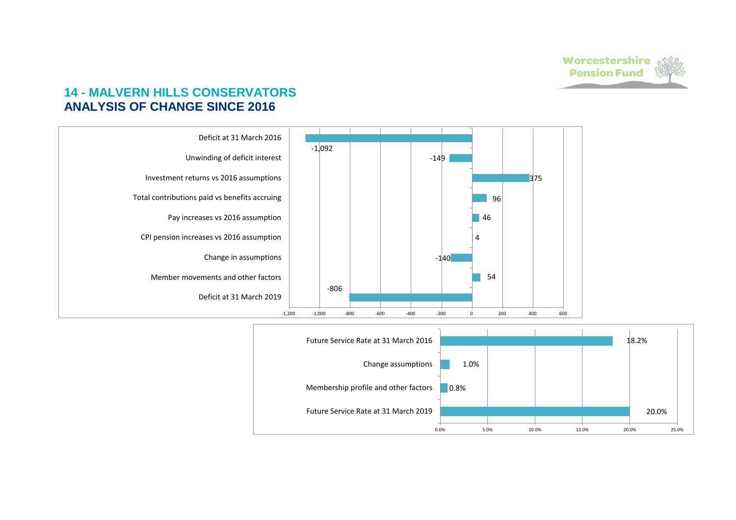## 14 - MALVERN HILLS CONSERVATORS
## ANALYSIS OF CHANGE SINCE 2016

| Item | Value |
| --- | --- |
| Deficit at 31 March 2016 | -1,092 |
| Unwinding of deficit interest | -149 |
| Investment returns vs 2016 assumptions | 375 |
| Total contributions paid vs benefits accruing | 96 |
| Pay increases vs 2016 assumption | 46 |
| CPI pension increases vs 2016 assumption | 4 |
| Change in assumptions | -140 |
| Member movements and other factors | 54 |
| Deficit at 31 March 2019 | -806 |

| Item | Value |
| --- | --- |
| Future Service Rate at 31 March 2016 | 18.2% |
| Change assumptions | 1.0% |
| Membership profile and other factors | 0.8% |
| Future Service Rate at 31 March 2019 | 20.0% |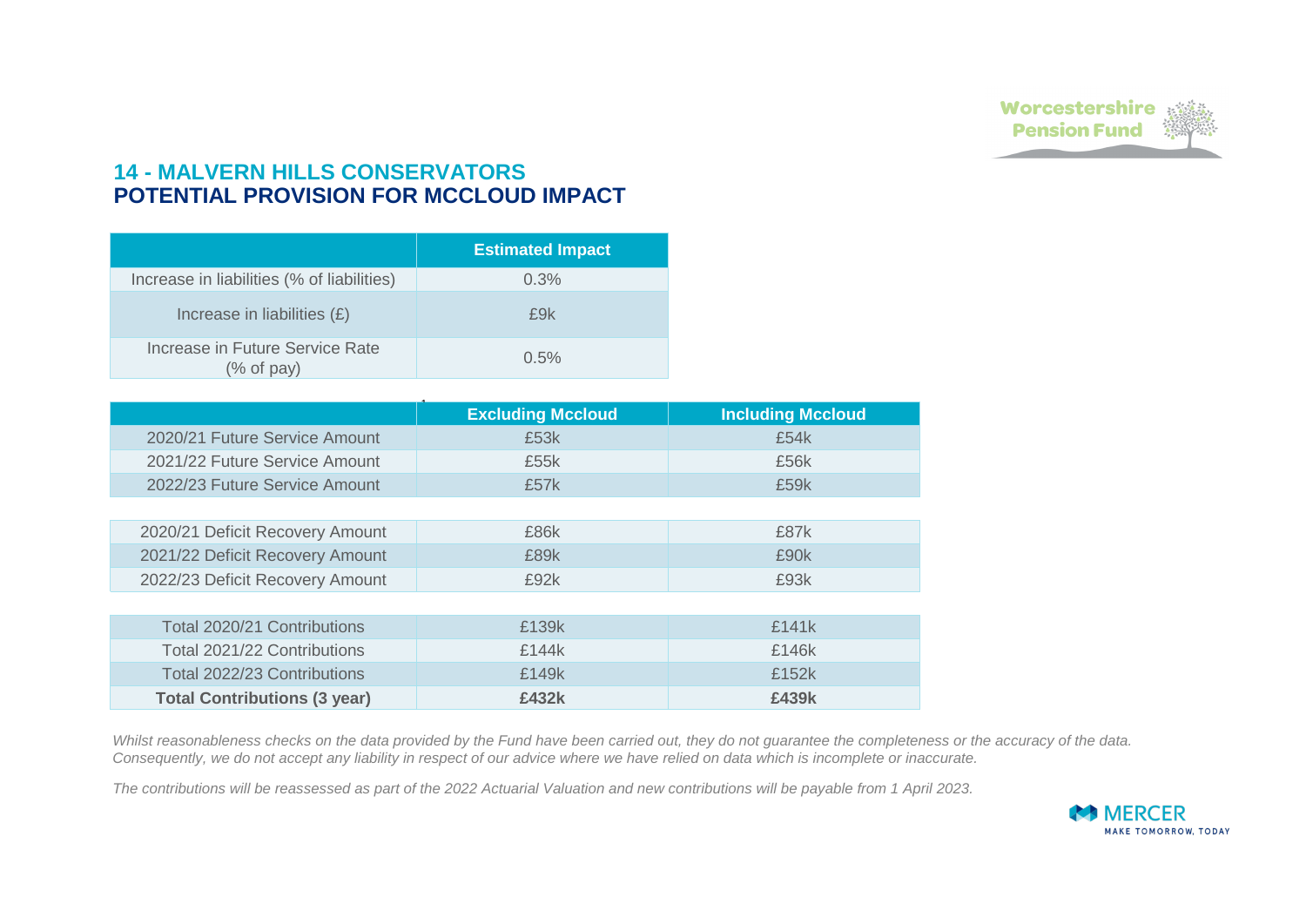## 14 - MALVERN HILLS CONSERVATORS
## POTENTIAL PROVISION FOR MCCLOUD IMPACT

| | Estimated Impact |
|---|---|
| Increase in liabilities (% of liabilities) | 0.3% |
| Increase in liabilities (£) | £9k |
| Increase in Future Service Rate (% of pay) | 0.5% |

| | Excluding Mccloud | Including Mccloud |
|---|---|---|
| 2020/21 Future Service Amount | £53k | £54k |
| 2021/22 Future Service Amount | £55k | £56k |
| 2022/23 Future Service Amount | £57k | £59k |
| 2020/21 Deficit Recovery Amount | £86k | £87k |
| 2021/22 Deficit Recovery Amount | £89k | £90k |
| 2022/23 Deficit Recovery Amount | £92k | £93k |
| Total 2020/21 Contributions | £139k | £141k |
| Total 2021/22 Contributions | £144k | £146k |
| Total 2022/23 Contributions | £149k | £152k |
| **Total Contributions (3 year)** | **£432k** | **£439k** |

*Whilst reasonableness checks on the data provided by the Fund have been carried out, they do not guarantee the completeness or the accuracy of the data. Consequently, we do not accept any liability in respect of our advice where we have relied on data which is incomplete or inaccurate.*

*The contributions will be reassessed as part of the 2022 Actuarial Valuation and new contributions will be payable from 1 April 2023.*